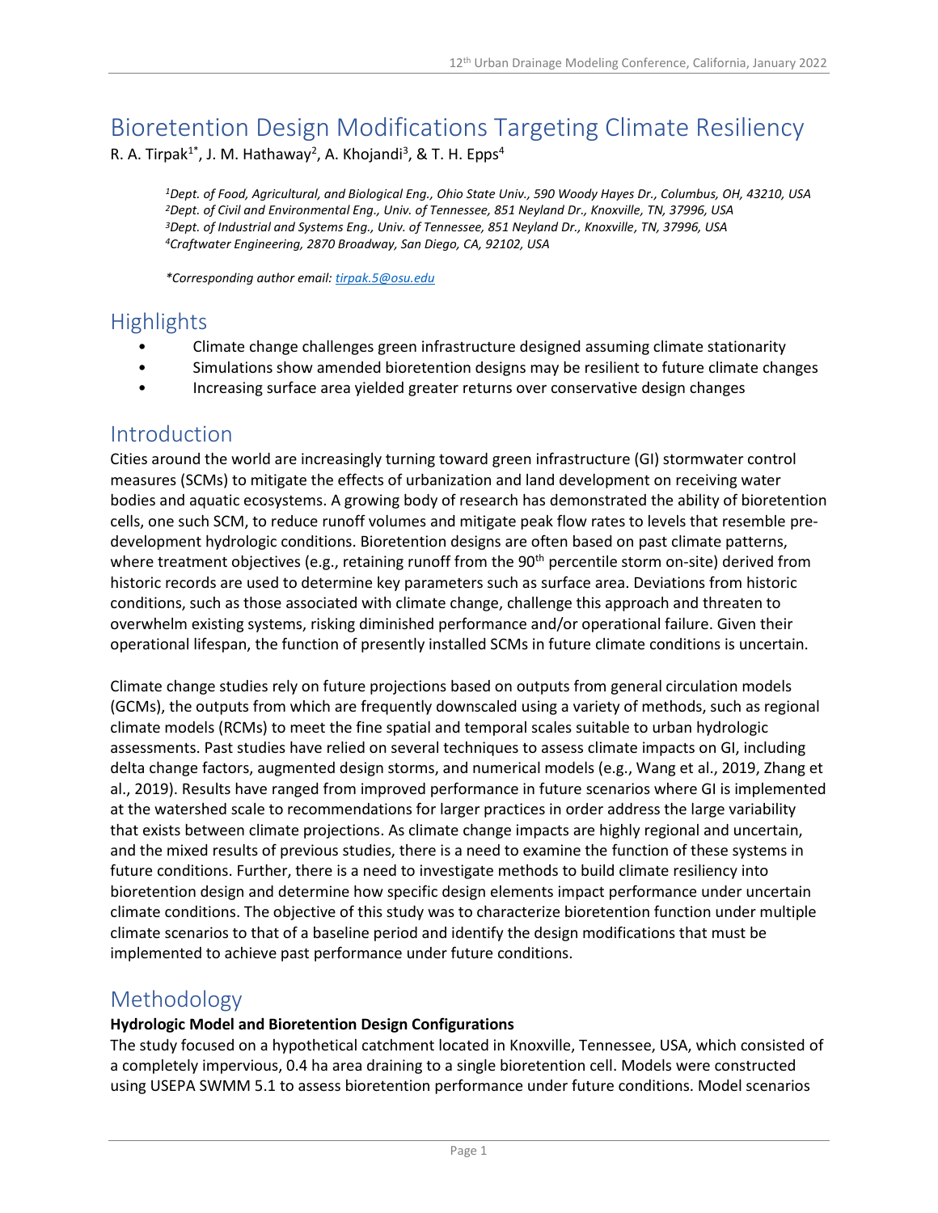# Bioretention Design Modifications Targeting Climate Resiliency

R. A. Tirpak[1*], J. M. Hathaway[2], A. Khojandi[3], & T. H. Epps[4]

*[1]Dept. of Food, Agricultural, and Biological Eng., Ohio State Univ., 590 Woody Hayes Dr., Columbus, OH, 43210, USA*
*[2]Dept. of Civil and Environmental Eng., Univ. of Tennessee, 851 Neyland Dr., Knoxville, TN, 37996, USA*
*[3]Dept. of Industrial and Systems Eng., Univ. of Tennessee, 851 Neyland Dr., Knoxville, TN, 37996, USA*
*[4]Craftwater Engineering, 2870 Broadway, San Diego, CA, 92102, USA*

*\*Corresponding author email: tirpak.5@osu.edu*

## Highlights

- Climate change challenges green infrastructure designed assuming climate stationarity
- Simulations show amended bioretention designs may be resilient to future climate changes
- Increasing surface area yielded greater returns over conservative design changes

## Introduction

Cities around the world are increasingly turning toward green infrastructure (GI) stormwater control measures (SCMs) to mitigate the effects of urbanization and land development on receiving water bodies and aquatic ecosystems. A growing body of research has demonstrated the ability of bioretention cells, one such SCM, to reduce runoff volumes and mitigate peak flow rates to levels that resemble pre-development hydrologic conditions. Bioretention designs are often based on past climate patterns, where treatment objectives (e.g., retaining runoff from the 90th percentile storm on-site) derived from historic records are used to determine key parameters such as surface area. Deviations from historic conditions, such as those associated with climate change, challenge this approach and threaten to overwhelm existing systems, risking diminished performance and/or operational failure. Given their operational lifespan, the function of presently installed SCMs in future climate conditions is uncertain.

Climate change studies rely on future projections based on outputs from general circulation models (GCMs), the outputs from which are frequently downscaled using a variety of methods, such as regional climate models (RCMs) to meet the fine spatial and temporal scales suitable to urban hydrologic assessments. Past studies have relied on several techniques to assess climate impacts on GI, including delta change factors, augmented design storms, and numerical models (e.g., Wang et al., 2019, Zhang et al., 2019). Results have ranged from improved performance in future scenarios where GI is implemented at the watershed scale to recommendations for larger practices in order address the large variability that exists between climate projections. As climate change impacts are highly regional and uncertain, and the mixed results of previous studies, there is a need to examine the function of these systems in future conditions. Further, there is a need to investigate methods to build climate resiliency into bioretention design and determine how specific design elements impact performance under uncertain climate conditions. The objective of this study was to characterize bioretention function under multiple climate scenarios to that of a baseline period and identify the design modifications that must be implemented to achieve past performance under future conditions.

## Methodology

**Hydrologic Model and Bioretention Design Configurations**

The study focused on a hypothetical catchment located in Knoxville, Tennessee, USA, which consisted of a completely impervious, 0.4 ha area draining to a single bioretention cell. Models were constructed using USEPA SWMM 5.1 to assess bioretention performance under future conditions. Model scenarios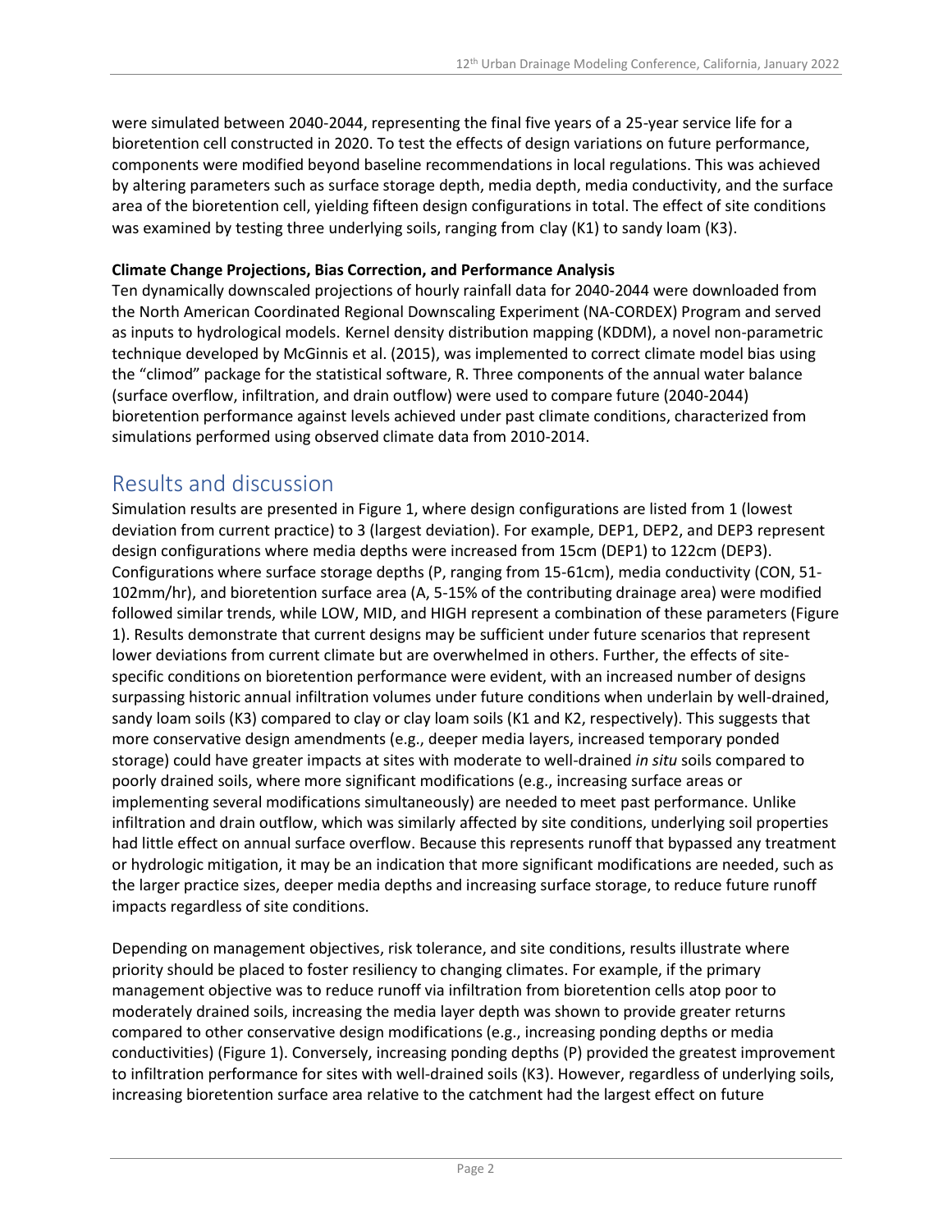were simulated between 2040-2044, representing the final five years of a 25-year service life for a bioretention cell constructed in 2020. To test the effects of design variations on future performance, components were modified beyond baseline recommendations in local regulations. This was achieved by altering parameters such as surface storage depth, media depth, media conductivity, and the surface area of the bioretention cell, yielding fifteen design configurations in total. The effect of site conditions was examined by testing three underlying soils, ranging from Clay (K1) to sandy loam (K3).

**Climate Change Projections, Bias Correction, and Performance Analysis**

Ten dynamically downscaled projections of hourly rainfall data for 2040-2044 were downloaded from the North American Coordinated Regional Downscaling Experiment (NA-CORDEX) Program and served as inputs to hydrological models. Kernel density distribution mapping (KDDM), a novel non-parametric technique developed by McGinnis et al. (2015), was implemented to correct climate model bias using the "climod" package for the statistical software, R. Three components of the annual water balance (surface overflow, infiltration, and drain outflow) were used to compare future (2040-2044) bioretention performance against levels achieved under past climate conditions, characterized from simulations performed using observed climate data from 2010-2014.

## Results and discussion

Simulation results are presented in Figure 1, where design configurations are listed from 1 (lowest deviation from current practice) to 3 (largest deviation). For example, DEP1, DEP2, and DEP3 represent design configurations where media depths were increased from 15cm (DEP1) to 122cm (DEP3). Configurations where surface storage depths (P, ranging from 15-61cm), media conductivity (CON, 51-102mm/hr), and bioretention surface area (A, 5-15% of the contributing drainage area) were modified followed similar trends, while LOW, MID, and HIGH represent a combination of these parameters (Figure 1). Results demonstrate that current designs may be sufficient under future scenarios that represent lower deviations from current climate but are overwhelmed in others. Further, the effects of site-specific conditions on bioretention performance were evident, with an increased number of designs surpassing historic annual infiltration volumes under future conditions when underlain by well-drained, sandy loam soils (K3) compared to clay or clay loam soils (K1 and K2, respectively). This suggests that more conservative design amendments (e.g., deeper media layers, increased temporary ponded storage) could have greater impacts at sites with moderate to well-drained *in situ* soils compared to poorly drained soils, where more significant modifications (e.g., increasing surface areas or implementing several modifications simultaneously) are needed to meet past performance. Unlike infiltration and drain outflow, which was similarly affected by site conditions, underlying soil properties had little effect on annual surface overflow. Because this represents runoff that bypassed any treatment or hydrologic mitigation, it may be an indication that more significant modifications are needed, such as the larger practice sizes, deeper media depths and increasing surface storage, to reduce future runoff impacts regardless of site conditions.

Depending on management objectives, risk tolerance, and site conditions, results illustrate where priority should be placed to foster resiliency to changing climates. For example, if the primary management objective was to reduce runoff via infiltration from bioretention cells atop poor to moderately drained soils, increasing the media layer depth was shown to provide greater returns compared to other conservative design modifications (e.g., increasing ponding depths or media conductivities) (Figure 1). Conversely, increasing ponding depths (P) provided the greatest improvement to infiltration performance for sites with well-drained soils (K3). However, regardless of underlying soils, increasing bioretention surface area relative to the catchment had the largest effect on future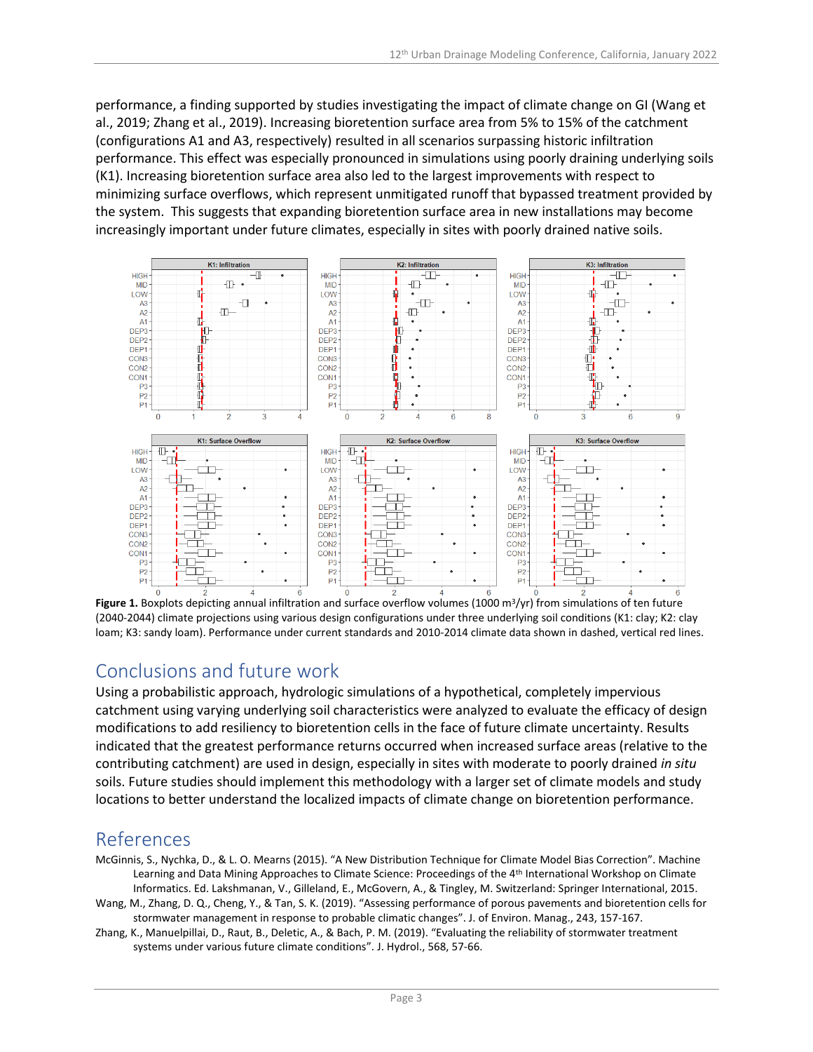performance, a finding supported by studies investigating the impact of climate change on GI (Wang et al., 2019; Zhang et al., 2019). Increasing bioretention surface area from 5% to 15% of the catchment (configurations A1 and A3, respectively) resulted in all scenarios surpassing historic infiltration performance. This effect was especially pronounced in simulations using poorly draining underlying soils (K1). Increasing bioretention surface area also led to the largest improvements with respect to minimizing surface overflows, which represent unmitigated runoff that bypassed treatment provided by the system. This suggests that expanding bioretention surface area in new installations may become increasingly important under future climates, especially in sites with poorly drained native soils.

K1: Infiltration
K2: Infiltration
K3: Infiltration
K1: Surface Overflow
K2: Surface Overflow
K3: Surface Overflow

HIGH
MID
LOW
A3
A2
A1
DEP3
DEP2
DEP1
CON3
CON2
CON1
P3
P2
P1

0 1 2 3 4
0 2 4 6 8
0 3 6 9
0 2 4 6

**Figure 1.** Boxplots depicting annual infiltration and surface overflow volumes (1000 m³/yr) from simulations of ten future (2040-2044) climate projections using various design configurations under three underlying soil conditions (K1: clay; K2: clay loam; K3: sandy loam). Performance under current standards and 2010-2014 climate data shown in dashed, vertical red lines.

## Conclusions and future work

Using a probabilistic approach, hydrologic simulations of a hypothetical, completely impervious catchment using varying underlying soil characteristics were analyzed to evaluate the efficacy of design modifications to add resiliency to bioretention cells in the face of future climate uncertainty. Results indicated that the greatest performance returns occurred when increased surface areas (relative to the contributing catchment) are used in design, especially in sites with moderate to poorly drained *in situ* soils. Future studies should implement this methodology with a larger set of climate models and study locations to better understand the localized impacts of climate change on bioretention performance.

## References

McGinnis, S., Nychka, D., & L. O. Mearns (2015). "A New Distribution Technique for Climate Model Bias Correction". Machine Learning and Data Mining Approaches to Climate Science: Proceedings of the 4th International Workshop on Climate Informatics. Ed. Lakshmanan, V., Gilleland, E., McGovern, A., & Tingley, M. Switzerland: Springer International, 2015.

Wang, M., Zhang, D. Q., Cheng, Y., & Tan, S. K. (2019). "Assessing performance of porous pavements and bioretention cells for stormwater management in response to probable climatic changes". J. of Environ. Manag., 243, 157-167.

Zhang, K., Manuelpillai, D., Raut, B., Deletic, A., & Bach, P. M. (2019). "Evaluating the reliability of stormwater treatment systems under various future climate conditions". J. Hydrol., 568, 57-66.